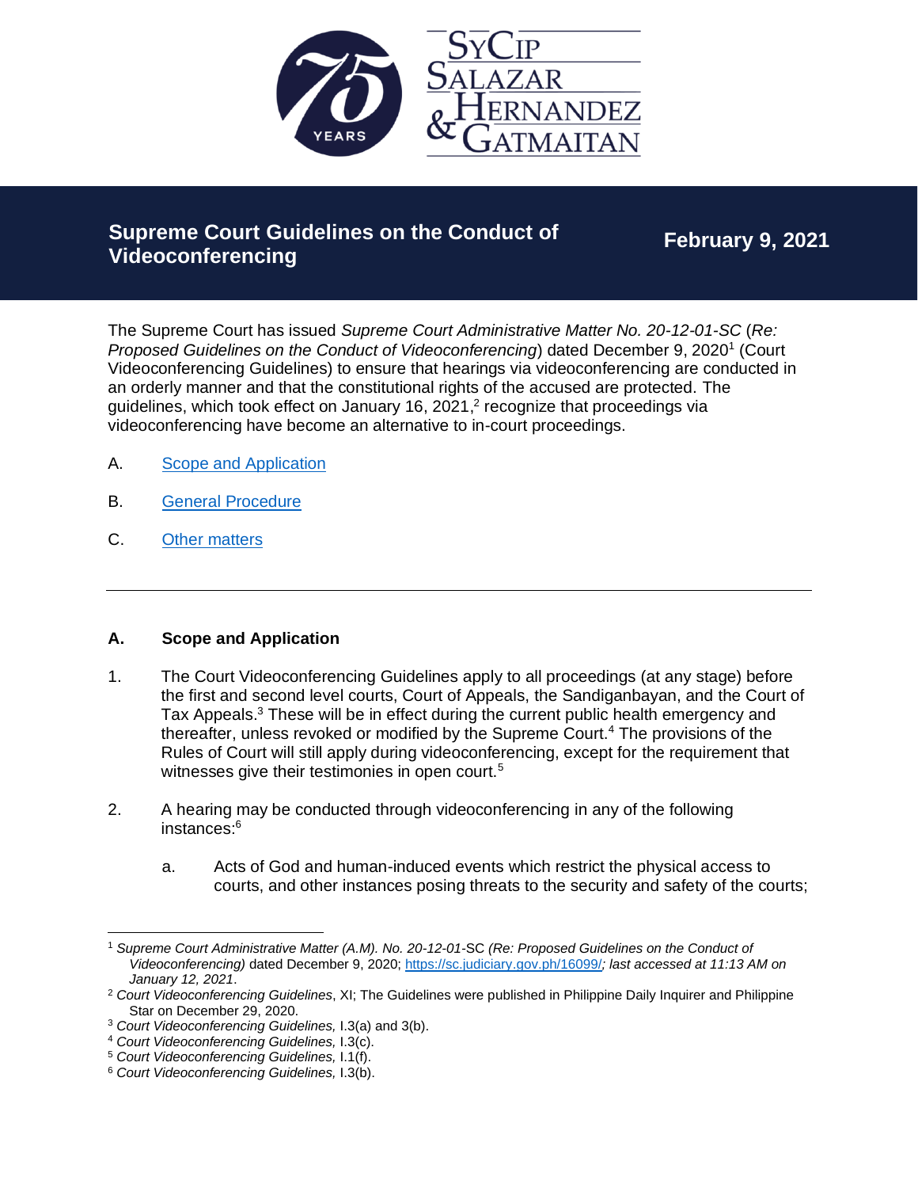# Supreme Court Guidelines on the Conduct of Videoconferencing

**February 9, 2021**

The Supreme Court has issued *Supreme Court Administrative Matter No. 20-12-01-SC* (*Re: Proposed Guidelines on the Conduct of Videoconferencing*) dated December 9, 2020[1] (Court Videoconferencing Guidelines) to ensure that hearings via videoconferencing are conducted in an orderly manner and that the constitutional rights of the accused are protected. The guidelines, which took effect on January 16, 2021,[2] recognize that proceedings via videoconferencing have become an alternative to in-court proceedings.

A. Scope and Application

B. General Procedure

C. Other matters

---

## A. Scope and Application

1. The Court Videoconferencing Guidelines apply to all proceedings (at any stage) before the first and second level courts, Court of Appeals, the Sandiganbayan, and the Court of Tax Appeals.[3] These will be in effect during the current public health emergency and thereafter, unless revoked or modified by the Supreme Court.[4] The provisions of the Rules of Court will still apply during videoconferencing, except for the requirement that witnesses give their testimonies in open court.[5]

2. A hearing may be conducted through videoconferencing in any of the following instances:[6]

   a. Acts of God and human-induced events which restrict the physical access to courts, and other instances posing threats to the security and safety of the courts;

---

[1] *Supreme Court Administrative Matter (A.M). No. 20-12-01-*SC *(Re: Proposed Guidelines on the Conduct of Videoconferencing)* dated December 9, 2020; https://sc.judiciary.gov.ph/16099/*; last accessed at 11:13 AM on January 12, 2021*.

[2] *Court Videoconferencing Guidelines*, XI; The Guidelines were published in Philippine Daily Inquirer and Philippine Star on December 29, 2020.

[3] *Court Videoconferencing Guidelines,* I.3(a) and 3(b).

[4] *Court Videoconferencing Guidelines,* I.3(c).

[5] *Court Videoconferencing Guidelines,* I.1(f).

[6] *Court Videoconferencing Guidelines,* I.3(b).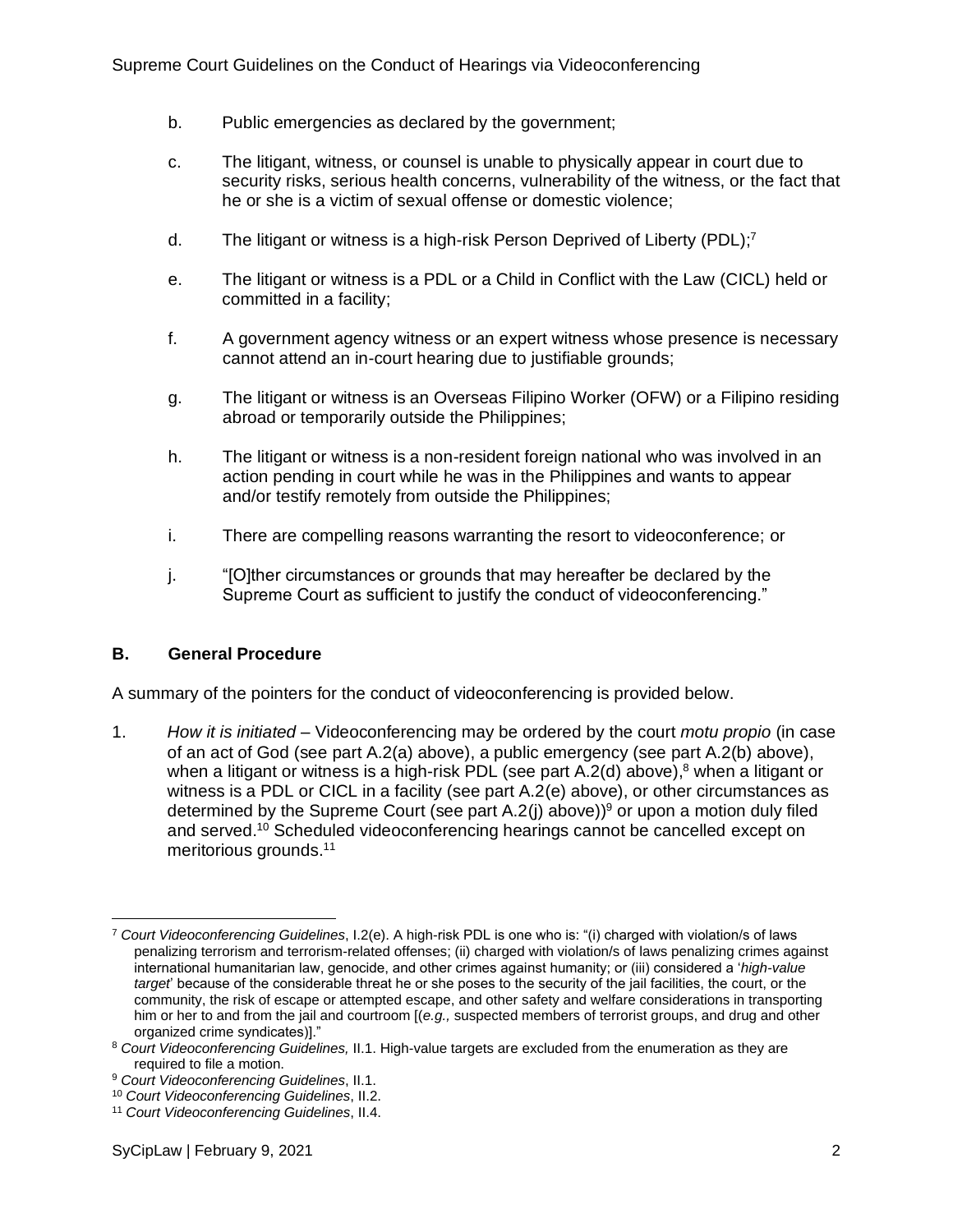b. Public emergencies as declared by the government;

c. The litigant, witness, or counsel is unable to physically appear in court due to security risks, serious health concerns, vulnerability of the witness, or the fact that he or she is a victim of sexual offense or domestic violence;

d. The litigant or witness is a high-risk Person Deprived of Liberty (PDL);[7]

e. The litigant or witness is a PDL or a Child in Conflict with the Law (CICL) held or committed in a facility;

f. A government agency witness or an expert witness whose presence is necessary cannot attend an in-court hearing due to justifiable grounds;

g. The litigant or witness is an Overseas Filipino Worker (OFW) or a Filipino residing abroad or temporarily outside the Philippines;

h. The litigant or witness is a non-resident foreign national who was involved in an action pending in court while he was in the Philippines and wants to appear and/or testify remotely from outside the Philippines;

i. There are compelling reasons warranting the resort to videoconference; or

j. "[O]ther circumstances or grounds that may hereafter be declared by the Supreme Court as sufficient to justify the conduct of videoconferencing."

## B. General Procedure

A summary of the pointers for the conduct of videoconferencing is provided below.

1. *How it is initiated* – Videoconferencing may be ordered by the court *motu propio* (in case of an act of God (see part A.2(a) above), a public emergency (see part A.2(b) above), when a litigant or witness is a high-risk PDL (see part A.2(d) above),[8] when a litigant or witness is a PDL or CICL in a facility (see part A.2(e) above), or other circumstances as determined by the Supreme Court (see part A.2(j) above))[9] or upon a motion duly filed and served.[10] Scheduled videoconferencing hearings cannot be cancelled except on meritorious grounds.[11]

---

[7] *Court Videoconferencing Guidelines*, I.2(e). A high-risk PDL is one who is: "(i) charged with violation/s of laws penalizing terrorism and terrorism-related offenses; (ii) charged with violation/s of laws penalizing crimes against international humanitarian law, genocide, and other crimes against humanity; or (iii) considered a '*high-value target*' because of the considerable threat he or she poses to the security of the jail facilities, the court, or the community, the risk of escape or attempted escape, and other safety and welfare considerations in transporting him or her to and from the jail and courtroom [(*e.g.,* suspected members of terrorist groups, and drug and other organized crime syndicates)]."

[8] *Court Videoconferencing Guidelines,* II.1. High-value targets are excluded from the enumeration as they are required to file a motion.

[9] *Court Videoconferencing Guidelines*, II.1.

[10] *Court Videoconferencing Guidelines*, II.2.

[11] *Court Videoconferencing Guidelines*, II.4.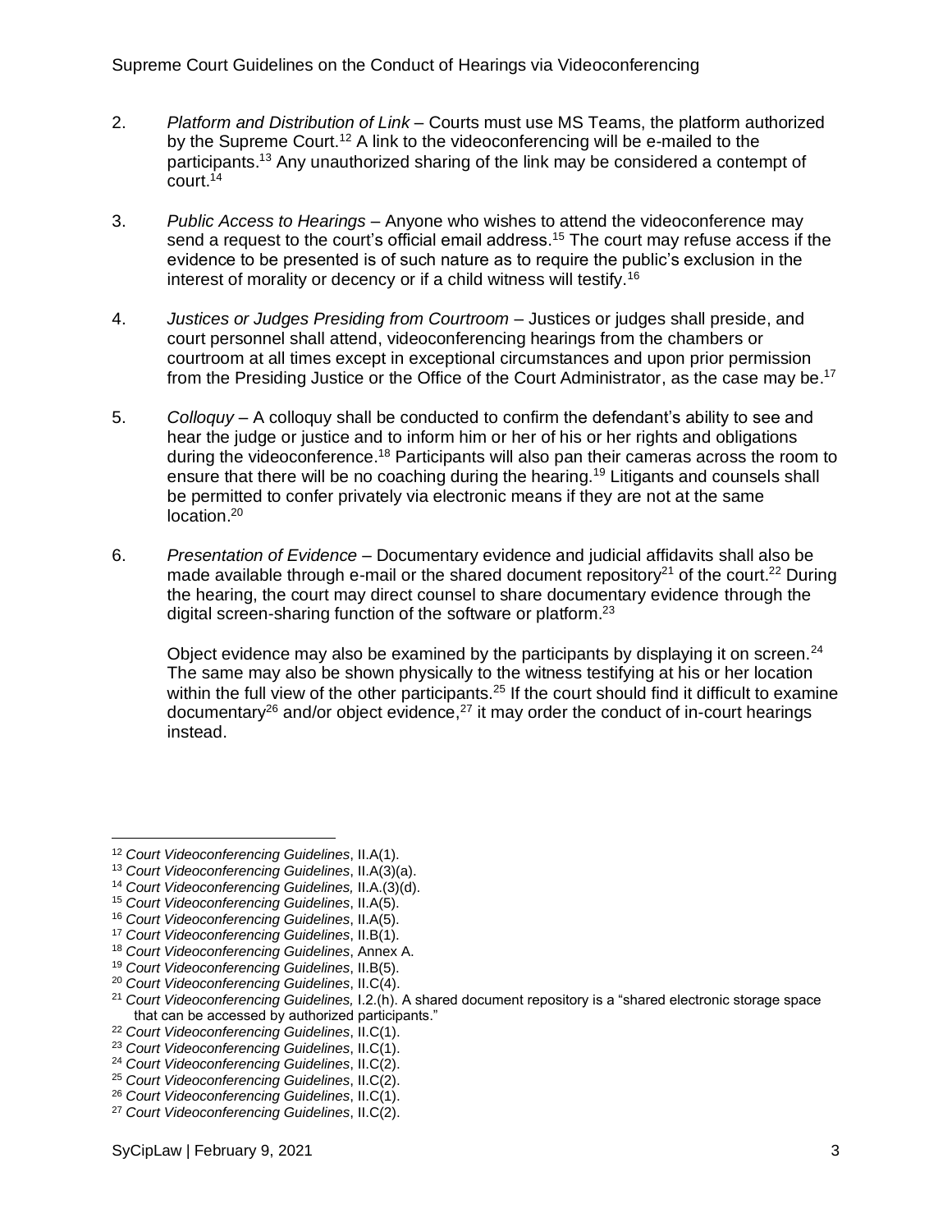2. *Platform and Distribution of Link* – Courts must use MS Teams, the platform authorized by the Supreme Court.[12] A link to the videoconferencing will be e-mailed to the participants.[13] Any unauthorized sharing of the link may be considered a contempt of court.[14]

3. *Public Access to Hearings* – Anyone who wishes to attend the videoconference may send a request to the court's official email address.[15] The court may refuse access if the evidence to be presented is of such nature as to require the public's exclusion in the interest of morality or decency or if a child witness will testify.[16]

4. *Justices or Judges Presiding from Courtroom* – Justices or judges shall preside, and court personnel shall attend, videoconferencing hearings from the chambers or courtroom at all times except in exceptional circumstances and upon prior permission from the Presiding Justice or the Office of the Court Administrator, as the case may be.[17]

5. *Colloquy* – A colloquy shall be conducted to confirm the defendant's ability to see and hear the judge or justice and to inform him or her of his or her rights and obligations during the videoconference.[18] Participants will also pan their cameras across the room to ensure that there will be no coaching during the hearing.[19] Litigants and counsels shall be permitted to confer privately via electronic means if they are not at the same location.[20]

6. *Presentation of Evidence* – Documentary evidence and judicial affidavits shall also be made available through e-mail or the shared document repository[21] of the court.[22] During the hearing, the court may direct counsel to share documentary evidence through the digital screen-sharing function of the software or platform.[23]

   Object evidence may also be examined by the participants by displaying it on screen.[24] The same may also be shown physically to the witness testifying at his or her location within the full view of the other participants.[25] If the court should find it difficult to examine documentary[26] and/or object evidence,[27] it may order the conduct of in-court hearings instead.

---

[12] *Court Videoconferencing Guidelines*, II.A(1).
[13] *Court Videoconferencing Guidelines*, II.A(3)(a).
[14] *Court Videoconferencing Guidelines,* II.A.(3)(d).
[15] *Court Videoconferencing Guidelines*, II.A(5).
[16] *Court Videoconferencing Guidelines*, II.A(5).
[17] *Court Videoconferencing Guidelines*, II.B(1).
[18] *Court Videoconferencing Guidelines*, Annex A.
[19] *Court Videoconferencing Guidelines*, II.B(5).
[20] *Court Videoconferencing Guidelines*, II.C(4).
[21] *Court Videoconferencing Guidelines,* I.2.(h). A shared document repository is a "shared electronic storage space that can be accessed by authorized participants."
[22] *Court Videoconferencing Guidelines*, II.C(1).
[23] *Court Videoconferencing Guidelines*, II.C(1).
[24] *Court Videoconferencing Guidelines*, II.C(2).
[25] *Court Videoconferencing Guidelines*, II.C(2).
[26] *Court Videoconferencing Guidelines*, II.C(1).
[27] *Court Videoconferencing Guidelines*, II.C(2).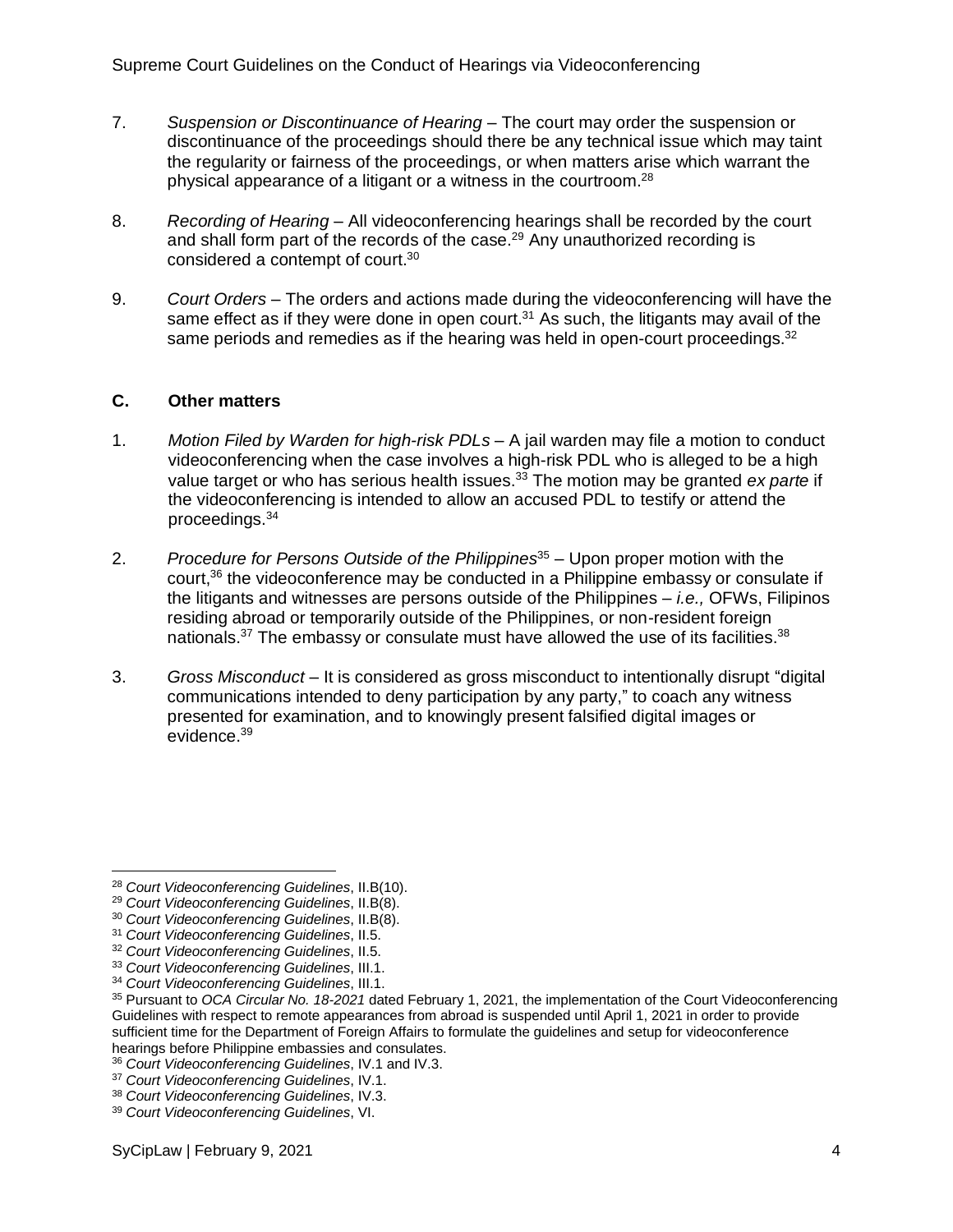7. *Suspension or Discontinuance of Hearing* – The court may order the suspension or discontinuance of the proceedings should there be any technical issue which may taint the regularity or fairness of the proceedings, or when matters arise which warrant the physical appearance of a litigant or a witness in the courtroom.[28]

8. *Recording of Hearing* – All videoconferencing hearings shall be recorded by the court and shall form part of the records of the case.[29] Any unauthorized recording is considered a contempt of court.[30]

9. *Court Orders* – The orders and actions made during the videoconferencing will have the same effect as if they were done in open court.[31] As such, the litigants may avail of the same periods and remedies as if the hearing was held in open-court proceedings.[32]

### C. Other matters

1. *Motion Filed by Warden for high-risk PDLs* – A jail warden may file a motion to conduct videoconferencing when the case involves a high-risk PDL who is alleged to be a high value target or who has serious health issues.[33] The motion may be granted *ex parte* if the videoconferencing is intended to allow an accused PDL to testify or attend the proceedings.[34]

2. *Procedure for Persons Outside of the Philippines*[35] – Upon proper motion with the court,[36] the videoconference may be conducted in a Philippine embassy or consulate if the litigants and witnesses are persons outside of the Philippines – *i.e.,* OFWs, Filipinos residing abroad or temporarily outside of the Philippines, or non-resident foreign nationals.[37] The embassy or consulate must have allowed the use of its facilities.[38]

3. *Gross Misconduct* – It is considered as gross misconduct to intentionally disrupt "digital communications intended to deny participation by any party," to coach any witness presented for examination, and to knowingly present falsified digital images or evidence.[39]

---

[28] *Court Videoconferencing Guidelines*, II.B(10).
[29] *Court Videoconferencing Guidelines*, II.B(8).
[30] *Court Videoconferencing Guidelines*, II.B(8).
[31] *Court Videoconferencing Guidelines*, II.5.
[32] *Court Videoconferencing Guidelines*, II.5.
[33] *Court Videoconferencing Guidelines*, III.1.
[34] *Court Videoconferencing Guidelines*, III.1.
[35] Pursuant to *OCA Circular No. 18-2021* dated February 1, 2021, the implementation of the Court Videoconferencing Guidelines with respect to remote appearances from abroad is suspended until April 1, 2021 in order to provide sufficient time for the Department of Foreign Affairs to formulate the guidelines and setup for videoconference hearings before Philippine embassies and consulates.
[36] *Court Videoconferencing Guidelines*, IV.1 and IV.3.
[37] *Court Videoconferencing Guidelines*, IV.1.
[38] *Court Videoconferencing Guidelines*, IV.3.
[39] *Court Videoconferencing Guidelines*, VI.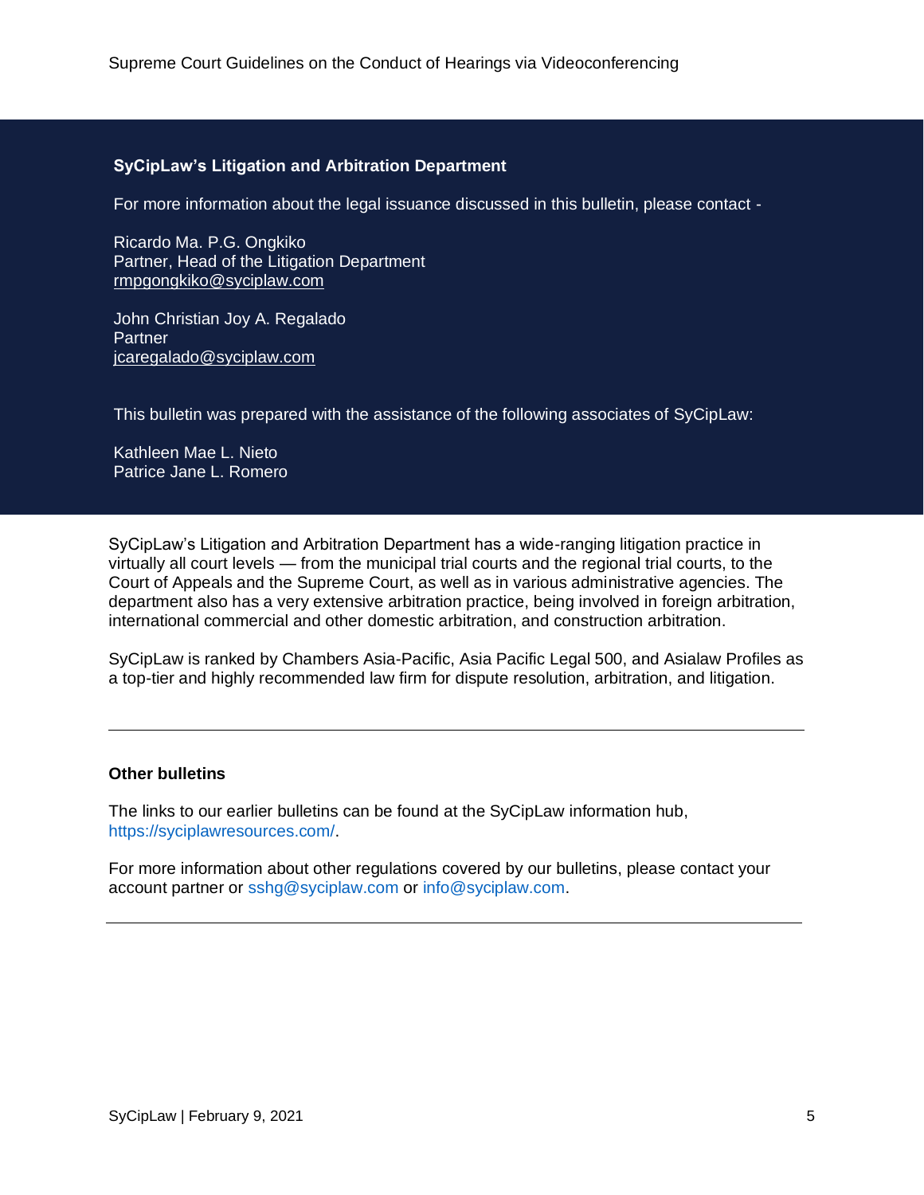**SyCipLaw's Litigation and Arbitration Department**

For more information about the legal issuance discussed in this bulletin, please contact -

Ricardo Ma. P.G. Ongkiko
Partner, Head of the Litigation Department
rmpgongkiko@syciplaw.com

John Christian Joy A. Regalado
Partner
jcaregalado@syciplaw.com

This bulletin was prepared with the assistance of the following associates of SyCipLaw:

Kathleen Mae L. Nieto
Patrice Jane L. Romero

SyCipLaw's Litigation and Arbitration Department has a wide-ranging litigation practice in virtually all court levels — from the municipal trial courts and the regional trial courts, to the Court of Appeals and the Supreme Court, as well as in various administrative agencies. The department also has a very extensive arbitration practice, being involved in foreign arbitration, international commercial and other domestic arbitration, and construction arbitration.

SyCipLaw is ranked by Chambers Asia-Pacific, Asia Pacific Legal 500, and Asialaw Profiles as a top-tier and highly recommended law firm for dispute resolution, arbitration, and litigation.

---

**Other bulletins**

The links to our earlier bulletins can be found at the SyCipLaw information hub, https://syciplawresources.com/.

For more information about other regulations covered by our bulletins, please contact your account partner or sshg@syciplaw.com or info@syciplaw.com.

---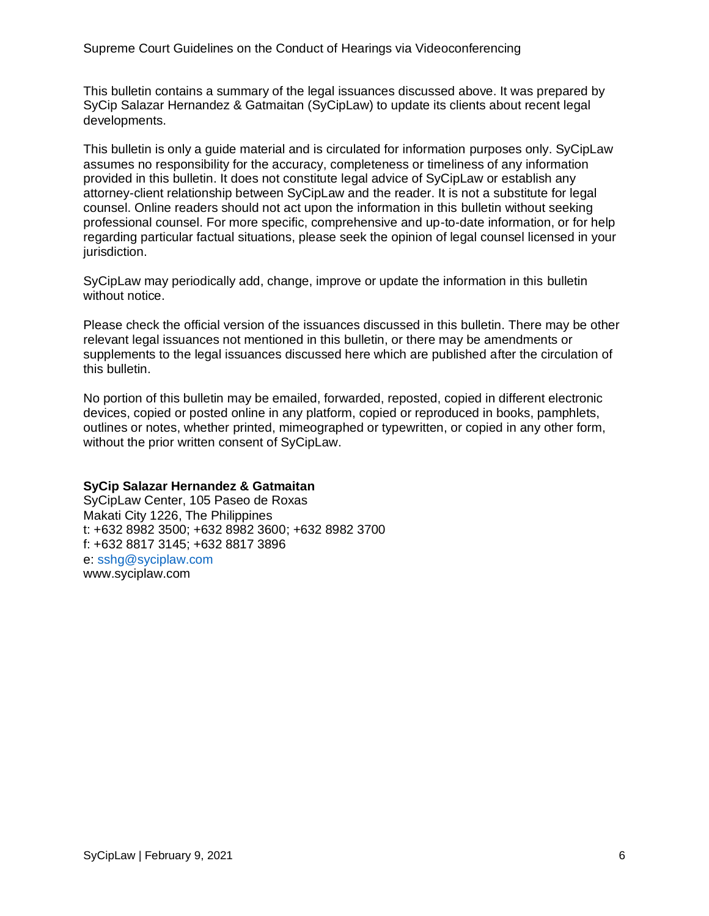This bulletin contains a summary of the legal issuances discussed above. It was prepared by SyCip Salazar Hernandez & Gatmaitan (SyCipLaw) to update its clients about recent legal developments.

This bulletin is only a guide material and is circulated for information purposes only. SyCipLaw assumes no responsibility for the accuracy, completeness or timeliness of any information provided in this bulletin. It does not constitute legal advice of SyCipLaw or establish any attorney-client relationship between SyCipLaw and the reader. It is not a substitute for legal counsel. Online readers should not act upon the information in this bulletin without seeking professional counsel. For more specific, comprehensive and up-to-date information, or for help regarding particular factual situations, please seek the opinion of legal counsel licensed in your jurisdiction.

SyCipLaw may periodically add, change, improve or update the information in this bulletin without notice.

Please check the official version of the issuances discussed in this bulletin. There may be other relevant legal issuances not mentioned in this bulletin, or there may be amendments or supplements to the legal issuances discussed here which are published after the circulation of this bulletin.

No portion of this bulletin may be emailed, forwarded, reposted, copied in different electronic devices, copied or posted online in any platform, copied or reproduced in books, pamphlets, outlines or notes, whether printed, mimeographed or typewritten, or copied in any other form, without the prior written consent of SyCipLaw.

**SyCip Salazar Hernandez & Gatmaitan**
SyCipLaw Center, 105 Paseo de Roxas
Makati City 1226, The Philippines
t: +632 8982 3500; +632 8982 3600; +632 8982 3700
f: +632 8817 3145; +632 8817 3896
e: sshg@syciplaw.com
www.syciplaw.com